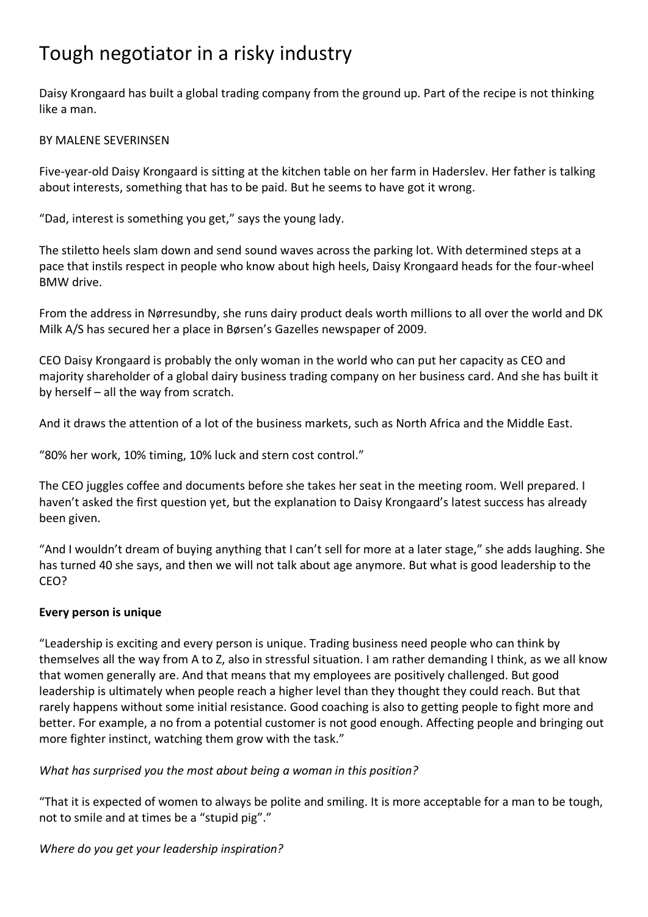# Tough negotiator in a risky industry

Daisy Krongaard has built a global trading company from the ground up. Part of the recipe is not thinking like a man.

BY MALENE SEVERINSEN

Five-year-old Daisy Krongaard is sitting at the kitchen table on her farm in Haderslev. Her father is talking about interests, something that has to be paid. But he seems to have got it wrong.

"Dad, interest is something you get," says the young lady.

The stiletto heels slam down and send sound waves across the parking lot. With determined steps at a pace that instils respect in people who know about high heels, Daisy Krongaard heads for the four-wheel BMW drive.

From the address in Nørresundby, she runs dairy product deals worth millions to all over the world and DK Milk A/S has secured her a place in Børsen's Gazelles newspaper of 2009.

CEO Daisy Krongaard is probably the only woman in the world who can put her capacity as CEO and majority shareholder of a global dairy business trading company on her business card. And she has built it by herself – all the way from scratch.

And it draws the attention of a lot of the business markets, such as North Africa and the Middle East.

"80% her work, 10% timing, 10% luck and stern cost control."

The CEO juggles coffee and documents before she takes her seat in the meeting room. Well prepared. I haven't asked the first question yet, but the explanation to Daisy Krongaard's latest success has already been given.

"And I wouldn't dream of buying anything that I can't sell for more at a later stage," she adds laughing. She has turned 40 she says, and then we will not talk about age anymore. But what is good leadership to the CEO?

**Every person is unique**

"Leadership is exciting and every person is unique. Trading business need people who can think by themselves all the way from A to Z, also in stressful situation. I am rather demanding I think, as we all know that women generally are. And that means that my employees are positively challenged. But good leadership is ultimately when people reach a higher level than they thought they could reach. But that rarely happens without some initial resistance. Good coaching is also to getting people to fight more and better. For example, a no from a potential customer is not good enough. Affecting people and bringing out more fighter instinct, watching them grow with the task."

*What has surprised you the most about being a woman in this position?*

"That it is expected of women to always be polite and smiling. It is more acceptable for a man to be tough, not to smile and at times be a "stupid pig"."

*Where do you get your leadership inspiration?*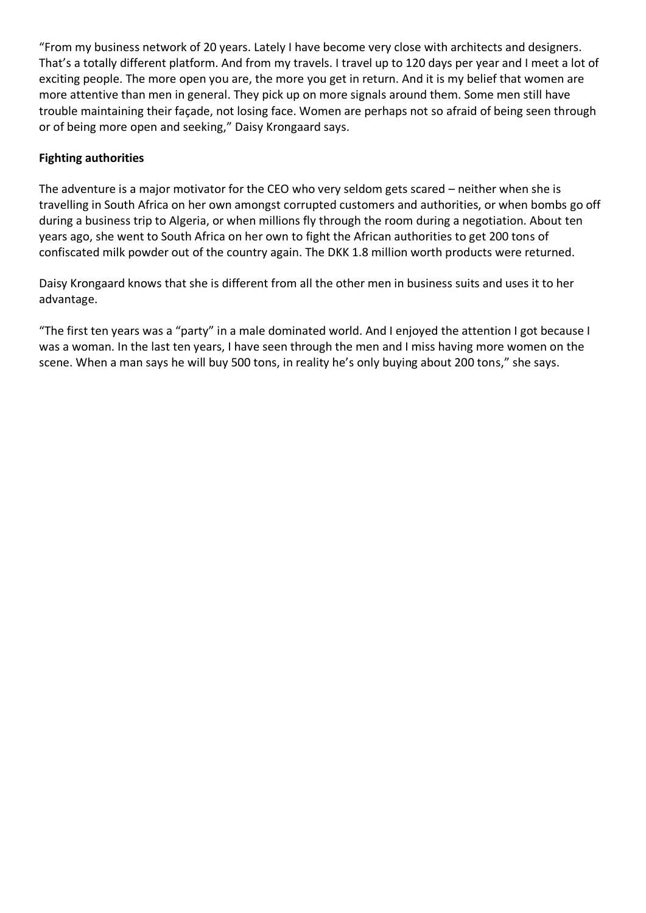“From my business network of 20 years. Lately I have become very close with architects and designers. That’s a totally different platform. And from my travels. I travel up to 120 days per year and I meet a lot of exciting people. The more open you are, the more you get in return. And it is my belief that women are more attentive than men in general. They pick up on more signals around them. Some men still have trouble maintaining their façade, not losing face. Women are perhaps not so afraid of being seen through or of being more open and seeking,” Daisy Krongaard says.

**Fighting authorities**

The adventure is a major motivator for the CEO who very seldom gets scared – neither when she is travelling in South Africa on her own amongst corrupted customers and authorities, or when bombs go off during a business trip to Algeria, or when millions fly through the room during a negotiation. About ten years ago, she went to South Africa on her own to fight the African authorities to get 200 tons of confiscated milk powder out of the country again. The DKK 1.8 million worth products were returned.

Daisy Krongaard knows that she is different from all the other men in business suits and uses it to her advantage.

“The first ten years was a “party” in a male dominated world. And I enjoyed the attention I got because I was a woman. In the last ten years, I have seen through the men and I miss having more women on the scene. When a man says he will buy 500 tons, in reality he’s only buying about 200 tons,” she says.